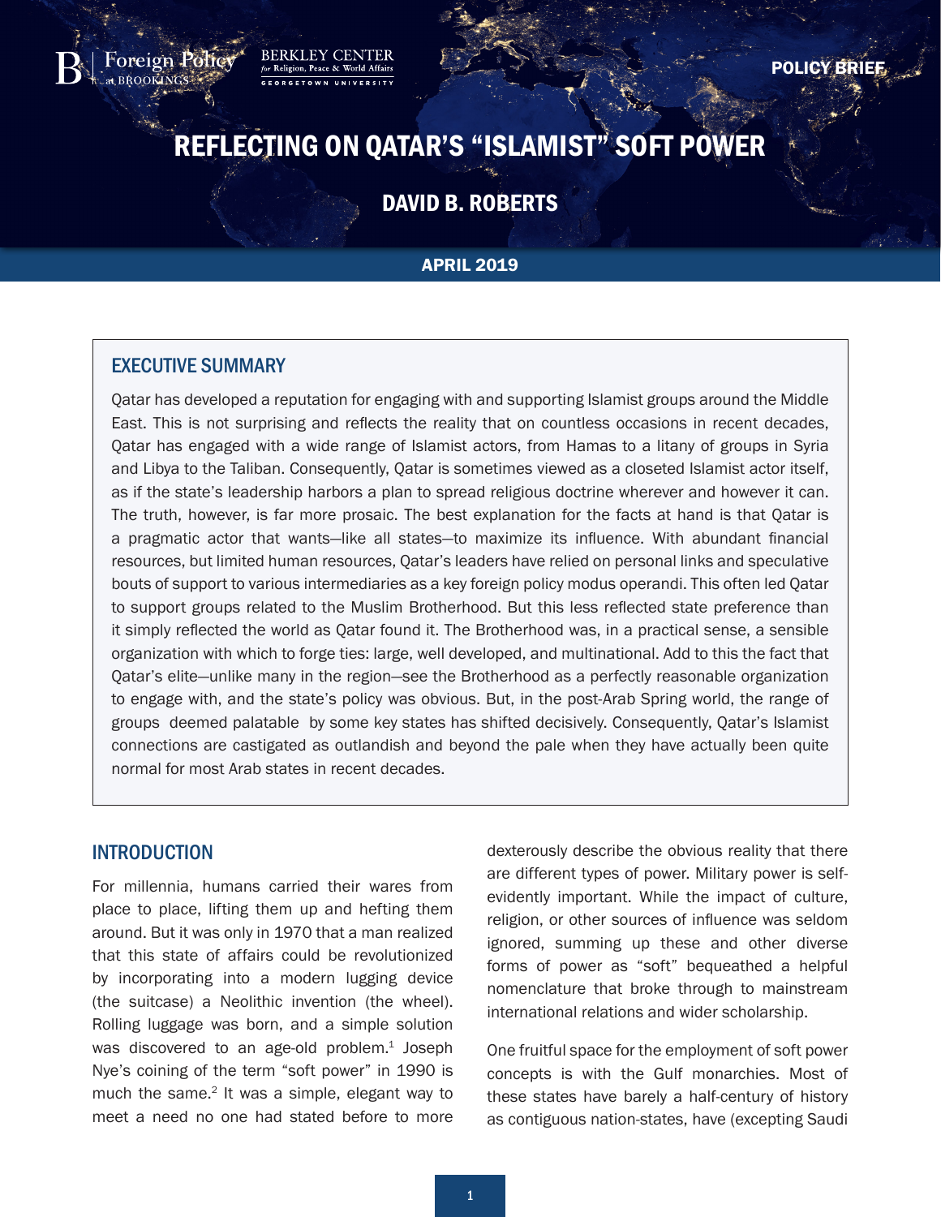Foreign Policy at BROOKINGS

BERKLEY CENTER for Religion, Peace & World Affairs GEORGETOWN UNIVERSITY

POLICY BRIEF

# REFLECTING ON QATAR'S "ISLAMIST" SOFT POWER

## DAVID B. ROBERTS

APRIL 2019

## EXECUTIVE SUMMARY

Qatar has developed a reputation for engaging with and supporting Islamist groups around the Middle East. This is not surprising and reflects the reality that on countless occasions in recent decades, Qatar has engaged with a wide range of Islamist actors, from Hamas to a litany of groups in Syria and Libya to the Taliban. Consequently, Qatar is sometimes viewed as a closeted Islamist actor itself, as if the state's leadership harbors a plan to spread religious doctrine wherever and however it can. The truth, however, is far more prosaic. The best explanation for the facts at hand is that Qatar is a pragmatic actor that wants—like all states—to maximize its influence. With abundant financial resources, but limited human resources, Qatar's leaders have relied on personal links and speculative bouts of support to various intermediaries as a key foreign policy modus operandi. This often led Qatar to support groups related to the Muslim Brotherhood. But this less reflected state preference than it simply reflected the world as Qatar found it. The Brotherhood was, in a practical sense, a sensible organization with which to forge ties: large, well developed, and multinational. Add to this the fact that Qatar's elite—unlike many in the region—see the Brotherhood as a perfectly reasonable organization to engage with, and the state's policy was obvious. But, in the post-Arab Spring world, the range of groups deemed palatable by some key states has shifted decisively. Consequently, Qatar's Islamist connections are castigated as outlandish and beyond the pale when they have actually been quite normal for most Arab states in recent decades.

## INTRODUCTION

For millennia, humans carried their wares from place to place, lifting them up and hefting them around. But it was only in 1970 that a man realized that this state of affairs could be revolutionized by incorporating into a modern lugging device (the suitcase) a Neolithic invention (the wheel). Rolling luggage was born, and a simple solution was discovered to an age-old problem.[1] Joseph Nye's coining of the term "soft power" in 1990 is much the same.[2] It was a simple, elegant way to meet a need no one had stated before to more dexterously describe the obvious reality that there are different types of power. Military power is self-evidently important. While the impact of culture, religion, or other sources of influence was seldom ignored, summing up these and other diverse forms of power as "soft" bequeathed a helpful nomenclature that broke through to mainstream international relations and wider scholarship.

One fruitful space for the employment of soft power concepts is with the Gulf monarchies. Most of these states have barely a half-century of history as contiguous nation-states, have (excepting Saudi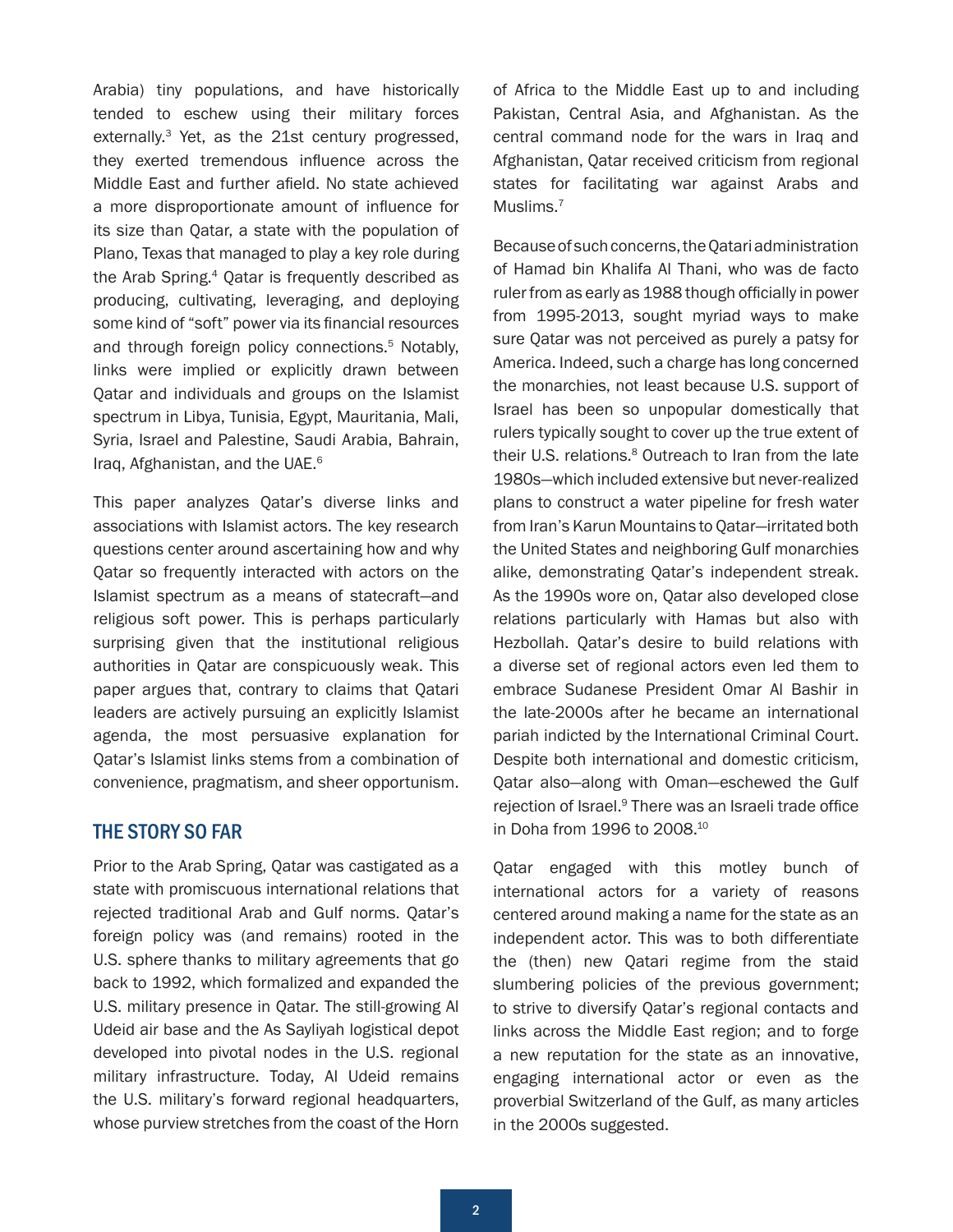Arabia) tiny populations, and have historically tended to eschew using their military forces externally.[3] Yet, as the 21st century progressed, they exerted tremendous influence across the Middle East and further afield. No state achieved a more disproportionate amount of influence for its size than Qatar, a state with the population of Plano, Texas that managed to play a key role during the Arab Spring.[4] Qatar is frequently described as producing, cultivating, leveraging, and deploying some kind of "soft" power via its financial resources and through foreign policy connections.[5] Notably, links were implied or explicitly drawn between Qatar and individuals and groups on the Islamist spectrum in Libya, Tunisia, Egypt, Mauritania, Mali, Syria, Israel and Palestine, Saudi Arabia, Bahrain, Iraq, Afghanistan, and the UAE.[6]

This paper analyzes Qatar's diverse links and associations with Islamist actors. The key research questions center around ascertaining how and why Qatar so frequently interacted with actors on the Islamist spectrum as a means of statecraft—and religious soft power. This is perhaps particularly surprising given that the institutional religious authorities in Qatar are conspicuously weak. This paper argues that, contrary to claims that Qatari leaders are actively pursuing an explicitly Islamist agenda, the most persuasive explanation for Qatar's Islamist links stems from a combination of convenience, pragmatism, and sheer opportunism.

## THE STORY SO FAR

Prior to the Arab Spring, Qatar was castigated as a state with promiscuous international relations that rejected traditional Arab and Gulf norms. Qatar's foreign policy was (and remains) rooted in the U.S. sphere thanks to military agreements that go back to 1992, which formalized and expanded the U.S. military presence in Qatar. The still-growing Al Udeid air base and the As Sayliyah logistical depot developed into pivotal nodes in the U.S. regional military infrastructure. Today, Al Udeid remains the U.S. military's forward regional headquarters, whose purview stretches from the coast of the Horn of Africa to the Middle East up to and including Pakistan, Central Asia, and Afghanistan. As the central command node for the wars in Iraq and Afghanistan, Qatar received criticism from regional states for facilitating war against Arabs and Muslims.[7]

Because of such concerns, the Qatari administration of Hamad bin Khalifa Al Thani, who was de facto ruler from as early as 1988 though officially in power from 1995-2013, sought myriad ways to make sure Qatar was not perceived as purely a patsy for America. Indeed, such a charge has long concerned the monarchies, not least because U.S. support of Israel has been so unpopular domestically that rulers typically sought to cover up the true extent of their U.S. relations.[8] Outreach to Iran from the late 1980s—which included extensive but never-realized plans to construct a water pipeline for fresh water from Iran's Karun Mountains to Qatar—irritated both the United States and neighboring Gulf monarchies alike, demonstrating Qatar's independent streak. As the 1990s wore on, Qatar also developed close relations particularly with Hamas but also with Hezbollah. Qatar's desire to build relations with a diverse set of regional actors even led them to embrace Sudanese President Omar Al Bashir in the late-2000s after he became an international pariah indicted by the International Criminal Court. Despite both international and domestic criticism, Qatar also—along with Oman—eschewed the Gulf rejection of Israel.[9] There was an Israeli trade office in Doha from 1996 to 2008.[10]

Qatar engaged with this motley bunch of international actors for a variety of reasons centered around making a name for the state as an independent actor. This was to both differentiate the (then) new Qatari regime from the staid slumbering policies of the previous government; to strive to diversify Qatar's regional contacts and links across the Middle East region; and to forge a new reputation for the state as an innovative, engaging international actor or even as the proverbial Switzerland of the Gulf, as many articles in the 2000s suggested.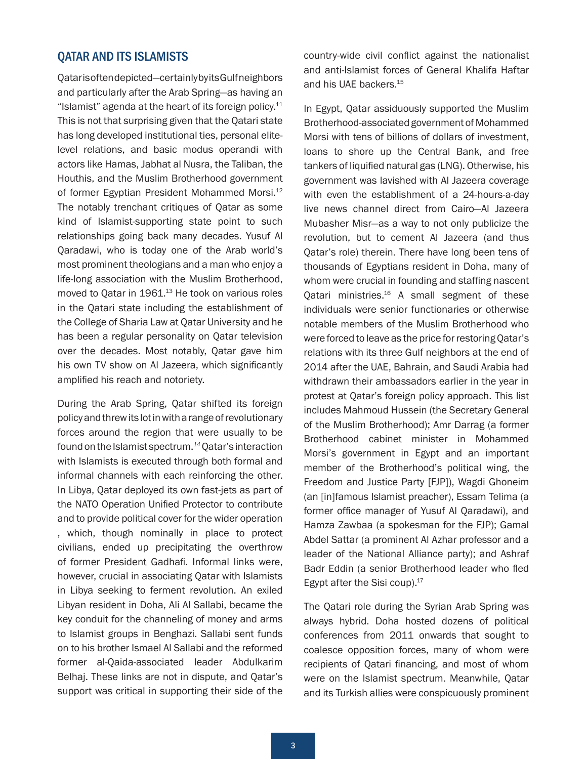## QATAR AND ITS ISLAMISTS

Qatar is often depicted—certainly by its Gulf neighbors and particularly after the Arab Spring—as having an "Islamist" agenda at the heart of its foreign policy.[11] This is not that surprising given that the Qatari state has long developed institutional ties, personal elite-level relations, and basic modus operandi with actors like Hamas, Jabhat al Nusra, the Taliban, the Houthis, and the Muslim Brotherhood government of former Egyptian President Mohammed Morsi.[12] The notably trenchant critiques of Qatar as some kind of Islamist-supporting state point to such relationships going back many decades. Yusuf Al Qaradawi, who is today one of the Arab world's most prominent theologians and a man who enjoy a life-long association with the Muslim Brotherhood, moved to Qatar in 1961.[13] He took on various roles in the Qatari state including the establishment of the College of Sharia Law at Qatar University and he has been a regular personality on Qatar television over the decades. Most notably, Qatar gave him his own TV show on Al Jazeera, which significantly amplified his reach and notoriety.

During the Arab Spring, Qatar shifted its foreign policy and threw its lot in with a range of revolutionary forces around the region that were usually to be found on the Islamist spectrum.[14] Qatar's interaction with Islamists is executed through both formal and informal channels with each reinforcing the other. In Libya, Qatar deployed its own fast-jets as part of the NATO Operation Unified Protector to contribute and to provide political cover for the wider operation , which, though nominally in place to protect civilians, ended up precipitating the overthrow of former President Gadhafi. Informal links were, however, crucial in associating Qatar with Islamists in Libya seeking to ferment revolution. An exiled Libyan resident in Doha, Ali Al Sallabi, became the key conduit for the channeling of money and arms to Islamist groups in Benghazi. Sallabi sent funds on to his brother Ismael Al Sallabi and the reformed former al-Qaida-associated leader Abdulkarim Belhaj. These links are not in dispute, and Qatar's support was critical in supporting their side of the country-wide civil conflict against the nationalist and anti-Islamist forces of General Khalifa Haftar and his UAE backers.[15]

In Egypt, Qatar assiduously supported the Muslim Brotherhood-associated government of Mohammed Morsi with tens of billions of dollars of investment, loans to shore up the Central Bank, and free tankers of liquified natural gas (LNG). Otherwise, his government was lavished with Al Jazeera coverage with even the establishment of a 24-hours-a-day live news channel direct from Cairo—Al Jazeera Mubasher Misr—as a way to not only publicize the revolution, but to cement Al Jazeera (and thus Qatar's role) therein. There have long been tens of thousands of Egyptians resident in Doha, many of whom were crucial in founding and staffing nascent Qatari ministries.[16] A small segment of these individuals were senior functionaries or otherwise notable members of the Muslim Brotherhood who were forced to leave as the price for restoring Qatar's relations with its three Gulf neighbors at the end of 2014 after the UAE, Bahrain, and Saudi Arabia had withdrawn their ambassadors earlier in the year in protest at Qatar's foreign policy approach. This list includes Mahmoud Hussein (the Secretary General of the Muslim Brotherhood); Amr Darrag (a former Brotherhood cabinet minister in Mohammed Morsi's government in Egypt and an important member of the Brotherhood's political wing, the Freedom and Justice Party [FJP]), Wagdi Ghoneim (an [in]famous Islamist preacher), Essam Telima (a former office manager of Yusuf Al Qaradawi), and Hamza Zawbaa (a spokesman for the FJP); Gamal Abdel Sattar (a prominent Al Azhar professor and a leader of the National Alliance party); and Ashraf Badr Eddin (a senior Brotherhood leader who fled Egypt after the Sisi coup).[17]

The Qatari role during the Syrian Arab Spring was always hybrid. Doha hosted dozens of political conferences from 2011 onwards that sought to coalesce opposition forces, many of whom were recipients of Qatari financing, and most of whom were on the Islamist spectrum. Meanwhile, Qatar and its Turkish allies were conspicuously prominent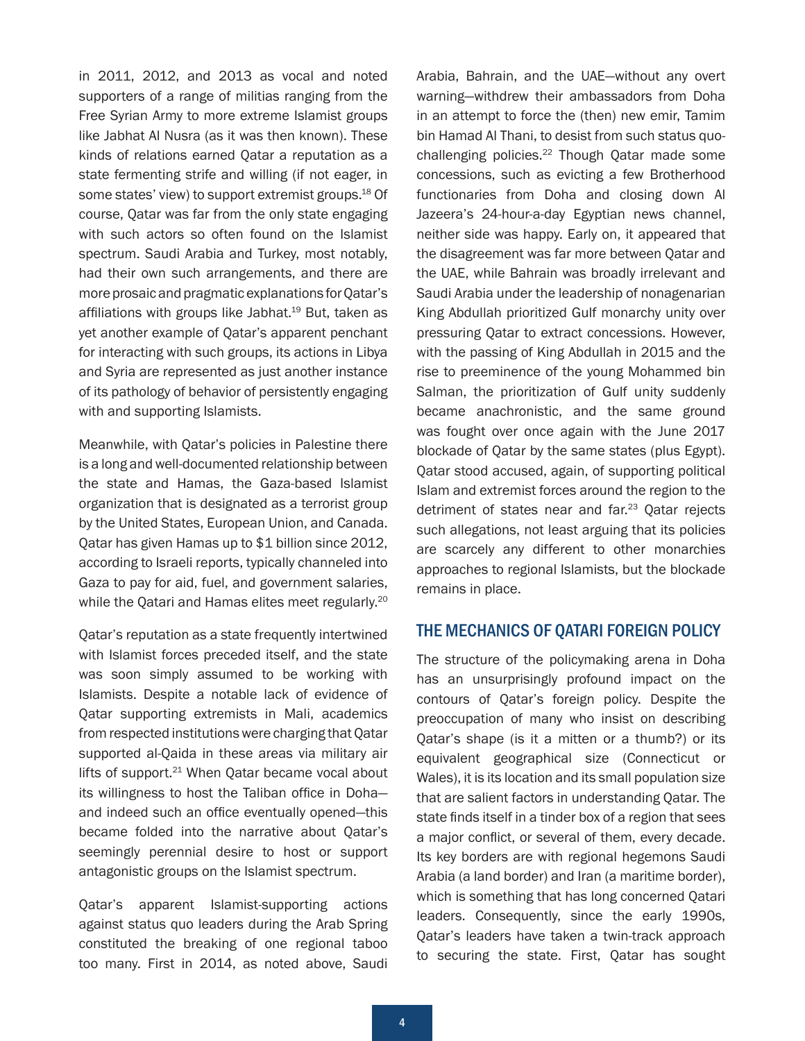in 2011, 2012, and 2013 as vocal and noted supporters of a range of militias ranging from the Free Syrian Army to more extreme Islamist groups like Jabhat Al Nusra (as it was then known). These kinds of relations earned Qatar a reputation as a state fermenting strife and willing (if not eager, in some states' view) to support extremist groups.[18] Of course, Qatar was far from the only state engaging with such actors so often found on the Islamist spectrum. Saudi Arabia and Turkey, most notably, had their own such arrangements, and there are more prosaic and pragmatic explanations for Qatar's affiliations with groups like Jabhat.[19] But, taken as yet another example of Qatar's apparent penchant for interacting with such groups, its actions in Libya and Syria are represented as just another instance of its pathology of behavior of persistently engaging with and supporting Islamists.

Meanwhile, with Qatar's policies in Palestine there is a long and well-documented relationship between the state and Hamas, the Gaza-based Islamist organization that is designated as a terrorist group by the United States, European Union, and Canada. Qatar has given Hamas up to $1 billion since 2012, according to Israeli reports, typically channeled into Gaza to pay for aid, fuel, and government salaries, while the Qatari and Hamas elites meet regularly.[20]

Qatar's reputation as a state frequently intertwined with Islamist forces preceded itself, and the state was soon simply assumed to be working with Islamists. Despite a notable lack of evidence of Qatar supporting extremists in Mali, academics from respected institutions were charging that Qatar supported al-Qaida in these areas via military air lifts of support.[21] When Qatar became vocal about its willingness to host the Taliban office in Doha—and indeed such an office eventually opened—this became folded into the narrative about Qatar's seemingly perennial desire to host or support antagonistic groups on the Islamist spectrum.

Qatar's apparent Islamist-supporting actions against status quo leaders during the Arab Spring constituted the breaking of one regional taboo too many. First in 2014, as noted above, Saudi Arabia, Bahrain, and the UAE—without any overt warning—withdrew their ambassadors from Doha in an attempt to force the (then) new emir, Tamim bin Hamad Al Thani, to desist from such status quo-challenging policies.[22] Though Qatar made some concessions, such as evicting a few Brotherhood functionaries from Doha and closing down Al Jazeera's 24-hour-a-day Egyptian news channel, neither side was happy. Early on, it appeared that the disagreement was far more between Qatar and the UAE, while Bahrain was broadly irrelevant and Saudi Arabia under the leadership of nonagenarian King Abdullah prioritized Gulf monarchy unity over pressuring Qatar to extract concessions. However, with the passing of King Abdullah in 2015 and the rise to preeminence of the young Mohammed bin Salman, the prioritization of Gulf unity suddenly became anachronistic, and the same ground was fought over once again with the June 2017 blockade of Qatar by the same states (plus Egypt). Qatar stood accused, again, of supporting political Islam and extremist forces around the region to the detriment of states near and far.[23] Qatar rejects such allegations, not least arguing that its policies are scarcely any different to other monarchies approaches to regional Islamists, but the blockade remains in place.

## THE MECHANICS OF QATARI FOREIGN POLICY

The structure of the policymaking arena in Doha has an unsurprisingly profound impact on the contours of Qatar's foreign policy. Despite the preoccupation of many who insist on describing Qatar's shape (is it a mitten or a thumb?) or its equivalent geographical size (Connecticut or Wales), it is its location and its small population size that are salient factors in understanding Qatar. The state finds itself in a tinder box of a region that sees a major conflict, or several of them, every decade. Its key borders are with regional hegemons Saudi Arabia (a land border) and Iran (a maritime border), which is something that has long concerned Qatari leaders. Consequently, since the early 1990s, Qatar's leaders have taken a twin-track approach to securing the state. First, Qatar has sought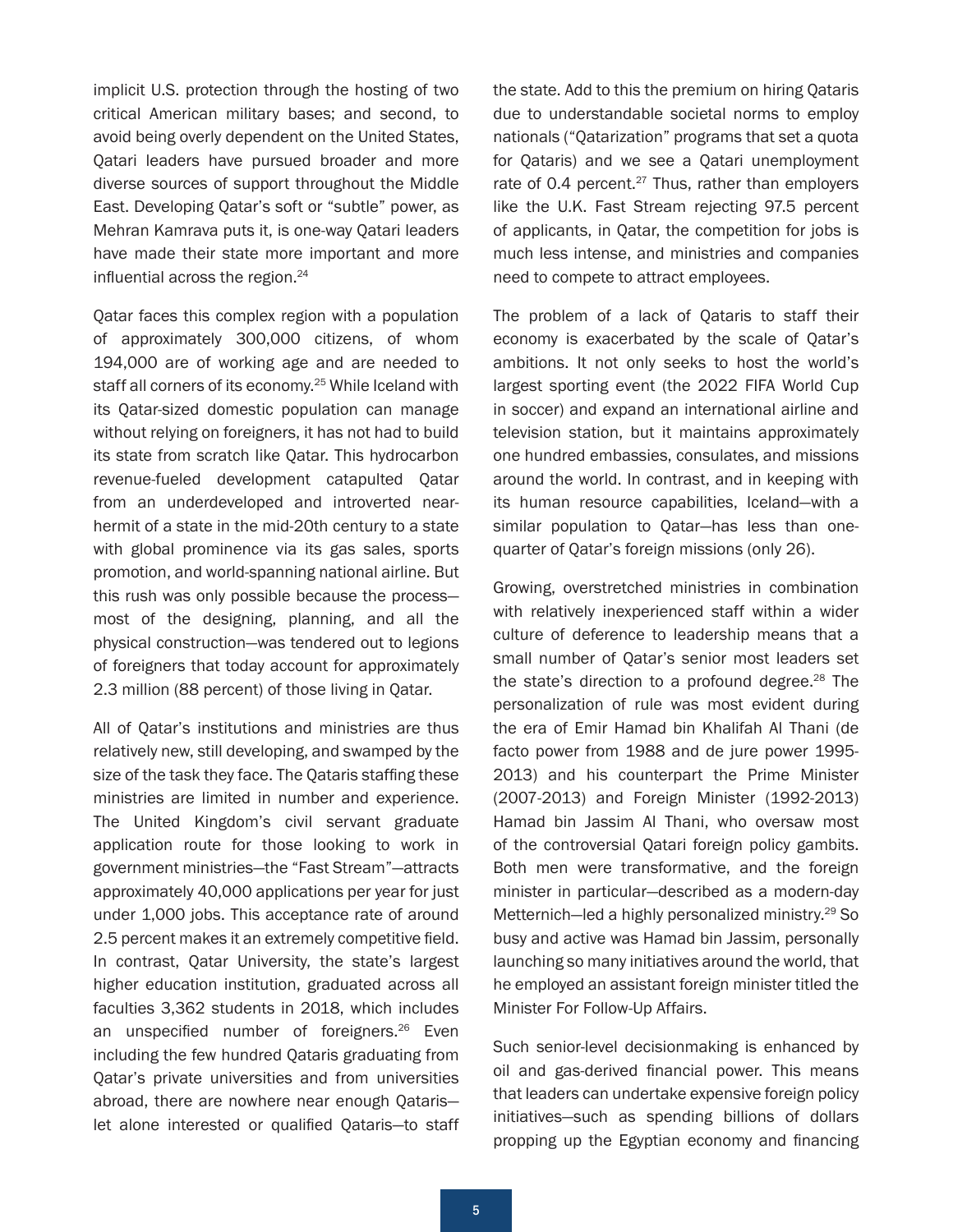implicit U.S. protection through the hosting of two critical American military bases; and second, to avoid being overly dependent on the United States, Qatari leaders have pursued broader and more diverse sources of support throughout the Middle East. Developing Qatar's soft or "subtle" power, as Mehran Kamrava puts it, is one-way Qatari leaders have made their state more important and more influential across the region.[24]

Qatar faces this complex region with a population of approximately 300,000 citizens, of whom 194,000 are of working age and are needed to staff all corners of its economy.[25] While Iceland with its Qatar-sized domestic population can manage without relying on foreigners, it has not had to build its state from scratch like Qatar. This hydrocarbon revenue-fueled development catapulted Qatar from an underdeveloped and introverted near-hermit of a state in the mid-20th century to a state with global prominence via its gas sales, sports promotion, and world-spanning national airline. But this rush was only possible because the process—most of the designing, planning, and all the physical construction—was tendered out to legions of foreigners that today account for approximately 2.3 million (88 percent) of those living in Qatar.

All of Qatar's institutions and ministries are thus relatively new, still developing, and swamped by the size of the task they face. The Qataris staffing these ministries are limited in number and experience. The United Kingdom's civil servant graduate application route for those looking to work in government ministries—the "Fast Stream"—attracts approximately 40,000 applications per year for just under 1,000 jobs. This acceptance rate of around 2.5 percent makes it an extremely competitive field. In contrast, Qatar University, the state's largest higher education institution, graduated across all faculties 3,362 students in 2018, which includes an unspecified number of foreigners.[26] Even including the few hundred Qataris graduating from Qatar's private universities and from universities abroad, there are nowhere near enough Qataris—let alone interested or qualified Qataris—to staff the state. Add to this the premium on hiring Qataris due to understandable societal norms to employ nationals ("Qatarization" programs that set a quota for Qataris) and we see a Qatari unemployment rate of 0.4 percent.[27] Thus, rather than employers like the U.K. Fast Stream rejecting 97.5 percent of applicants, in Qatar, the competition for jobs is much less intense, and ministries and companies need to compete to attract employees.

The problem of a lack of Qataris to staff their economy is exacerbated by the scale of Qatar's ambitions. It not only seeks to host the world's largest sporting event (the 2022 FIFA World Cup in soccer) and expand an international airline and television station, but it maintains approximately one hundred embassies, consulates, and missions around the world. In contrast, and in keeping with its human resource capabilities, Iceland—with a similar population to Qatar—has less than one-quarter of Qatar's foreign missions (only 26).

Growing, overstretched ministries in combination with relatively inexperienced staff within a wider culture of deference to leadership means that a small number of Qatar's senior most leaders set the state's direction to a profound degree.[28] The personalization of rule was most evident during the era of Emir Hamad bin Khalifah Al Thani (de facto power from 1988 and de jure power 1995-2013) and his counterpart the Prime Minister (2007-2013) and Foreign Minister (1992-2013) Hamad bin Jassim Al Thani, who oversaw most of the controversial Qatari foreign policy gambits. Both men were transformative, and the foreign minister in particular—described as a modern-day Metternich—led a highly personalized ministry.[29] So busy and active was Hamad bin Jassim, personally launching so many initiatives around the world, that he employed an assistant foreign minister titled the Minister For Follow-Up Affairs.

Such senior-level decisionmaking is enhanced by oil and gas-derived financial power. This means that leaders can undertake expensive foreign policy initiatives—such as spending billions of dollars propping up the Egyptian economy and financing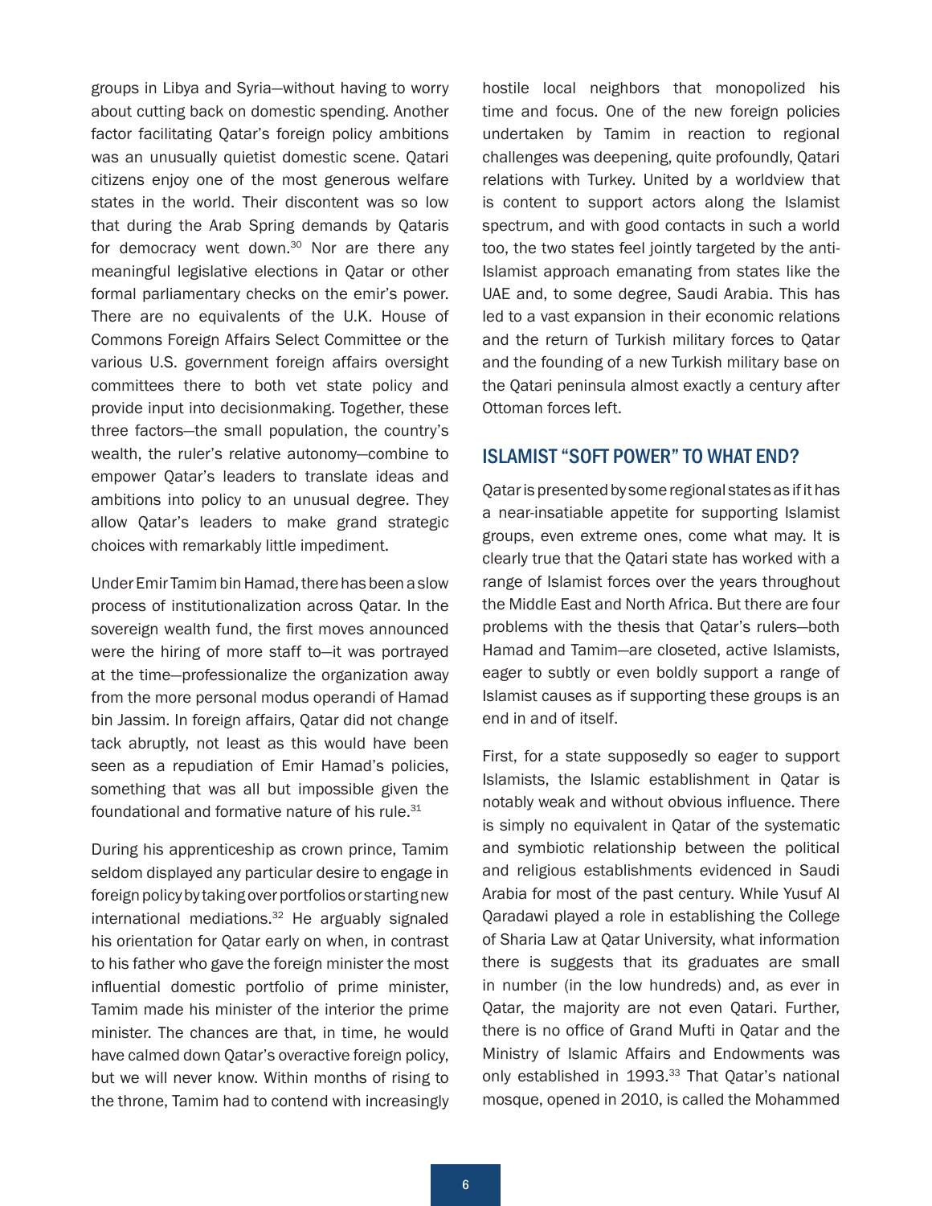groups in Libya and Syria—without having to worry about cutting back on domestic spending. Another factor facilitating Qatar's foreign policy ambitions was an unusually quietist domestic scene. Qatari citizens enjoy one of the most generous welfare states in the world. Their discontent was so low that during the Arab Spring demands by Qataris for democracy went down.[30] Nor are there any meaningful legislative elections in Qatar or other formal parliamentary checks on the emir's power. There are no equivalents of the U.K. House of Commons Foreign Affairs Select Committee or the various U.S. government foreign affairs oversight committees there to both vet state policy and provide input into decisionmaking. Together, these three factors—the small population, the country's wealth, the ruler's relative autonomy—combine to empower Qatar's leaders to translate ideas and ambitions into policy to an unusual degree. They allow Qatar's leaders to make grand strategic choices with remarkably little impediment.

Under Emir Tamim bin Hamad, there has been a slow process of institutionalization across Qatar. In the sovereign wealth fund, the first moves announced were the hiring of more staff to—it was portrayed at the time—professionalize the organization away from the more personal modus operandi of Hamad bin Jassim. In foreign affairs, Qatar did not change tack abruptly, not least as this would have been seen as a repudiation of Emir Hamad's policies, something that was all but impossible given the foundational and formative nature of his rule.[31]

During his apprenticeship as crown prince, Tamim seldom displayed any particular desire to engage in foreign policy by taking over portfolios or starting new international mediations.[32] He arguably signaled his orientation for Qatar early on when, in contrast to his father who gave the foreign minister the most influential domestic portfolio of prime minister, Tamim made his minister of the interior the prime minister. The chances are that, in time, he would have calmed down Qatar's overactive foreign policy, but we will never know. Within months of rising to the throne, Tamim had to contend with increasingly hostile local neighbors that monopolized his time and focus. One of the new foreign policies undertaken by Tamim in reaction to regional challenges was deepening, quite profoundly, Qatari relations with Turkey. United by a worldview that is content to support actors along the Islamist spectrum, and with good contacts in such a world too, the two states feel jointly targeted by the anti-Islamist approach emanating from states like the UAE and, to some degree, Saudi Arabia. This has led to a vast expansion in their economic relations and the return of Turkish military forces to Qatar and the founding of a new Turkish military base on the Qatari peninsula almost exactly a century after Ottoman forces left.

## ISLAMIST "SOFT POWER" TO WHAT END?

Qatar is presented by some regional states as if it has a near-insatiable appetite for supporting Islamist groups, even extreme ones, come what may. It is clearly true that the Qatari state has worked with a range of Islamist forces over the years throughout the Middle East and North Africa. But there are four problems with the thesis that Qatar's rulers—both Hamad and Tamim—are closeted, active Islamists, eager to subtly or even boldly support a range of Islamist causes as if supporting these groups is an end in and of itself.

First, for a state supposedly so eager to support Islamists, the Islamic establishment in Qatar is notably weak and without obvious influence. There is simply no equivalent in Qatar of the systematic and symbiotic relationship between the political and religious establishments evidenced in Saudi Arabia for most of the past century. While Yusuf Al Qaradawi played a role in establishing the College of Sharia Law at Qatar University, what information there is suggests that its graduates are small in number (in the low hundreds) and, as ever in Qatar, the majority are not even Qatari. Further, there is no office of Grand Mufti in Qatar and the Ministry of Islamic Affairs and Endowments was only established in 1993.[33] That Qatar's national mosque, opened in 2010, is called the Mohammed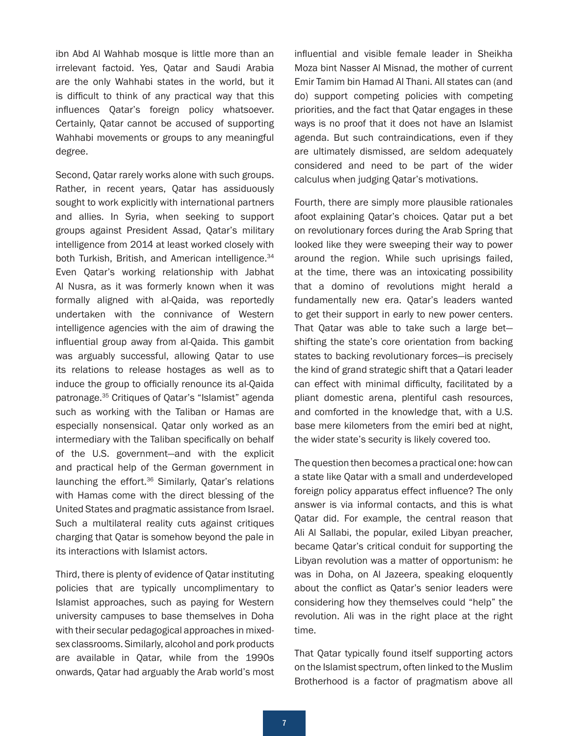ibn Abd Al Wahhab mosque is little more than an irrelevant factoid. Yes, Qatar and Saudi Arabia are the only Wahhabi states in the world, but it is difficult to think of any practical way that this influences Qatar's foreign policy whatsoever. Certainly, Qatar cannot be accused of supporting Wahhabi movements or groups to any meaningful degree.

Second, Qatar rarely works alone with such groups. Rather, in recent years, Qatar has assiduously sought to work explicitly with international partners and allies. In Syria, when seeking to support groups against President Assad, Qatar's military intelligence from 2014 at least worked closely with both Turkish, British, and American intelligence.[34] Even Qatar's working relationship with Jabhat Al Nusra, as it was formerly known when it was formally aligned with al-Qaida, was reportedly undertaken with the connivance of Western intelligence agencies with the aim of drawing the influential group away from al-Qaida. This gambit was arguably successful, allowing Qatar to use its relations to release hostages as well as to induce the group to officially renounce its al-Qaida patronage.[35] Critiques of Qatar's "Islamist" agenda such as working with the Taliban or Hamas are especially nonsensical. Qatar only worked as an intermediary with the Taliban specifically on behalf of the U.S. government—and with the explicit and practical help of the German government in launching the effort.[36] Similarly, Qatar's relations with Hamas come with the direct blessing of the United States and pragmatic assistance from Israel. Such a multilateral reality cuts against critiques charging that Qatar is somehow beyond the pale in its interactions with Islamist actors.

Third, there is plenty of evidence of Qatar instituting policies that are typically uncomplimentary to Islamist approaches, such as paying for Western university campuses to base themselves in Doha with their secular pedagogical approaches in mixed-sex classrooms. Similarly, alcohol and pork products are available in Qatar, while from the 1990s onwards, Qatar had arguably the Arab world's most influential and visible female leader in Sheikha Moza bint Nasser Al Misnad, the mother of current Emir Tamim bin Hamad Al Thani. All states can (and do) support competing policies with competing priorities, and the fact that Qatar engages in these ways is no proof that it does not have an Islamist agenda. But such contraindications, even if they are ultimately dismissed, are seldom adequately considered and need to be part of the wider calculus when judging Qatar's motivations.

Fourth, there are simply more plausible rationales afoot explaining Qatar's choices. Qatar put a bet on revolutionary forces during the Arab Spring that looked like they were sweeping their way to power around the region. While such uprisings failed, at the time, there was an intoxicating possibility that a domino of revolutions might herald a fundamentally new era. Qatar's leaders wanted to get their support in early to new power centers. That Qatar was able to take such a large bet—shifting the state's core orientation from backing states to backing revolutionary forces—is precisely the kind of grand strategic shift that a Qatari leader can effect with minimal difficulty, facilitated by a pliant domestic arena, plentiful cash resources, and comforted in the knowledge that, with a U.S. base mere kilometers from the emiri bed at night, the wider state's security is likely covered too.

The question then becomes a practical one: how can a state like Qatar with a small and underdeveloped foreign policy apparatus effect influence? The only answer is via informal contacts, and this is what Qatar did. For example, the central reason that Ali Al Sallabi, the popular, exiled Libyan preacher, became Qatar's critical conduit for supporting the Libyan revolution was a matter of opportunism: he was in Doha, on Al Jazeera, speaking eloquently about the conflict as Qatar's senior leaders were considering how they themselves could "help" the revolution. Ali was in the right place at the right time.

That Qatar typically found itself supporting actors on the Islamist spectrum, often linked to the Muslim Brotherhood is a factor of pragmatism above all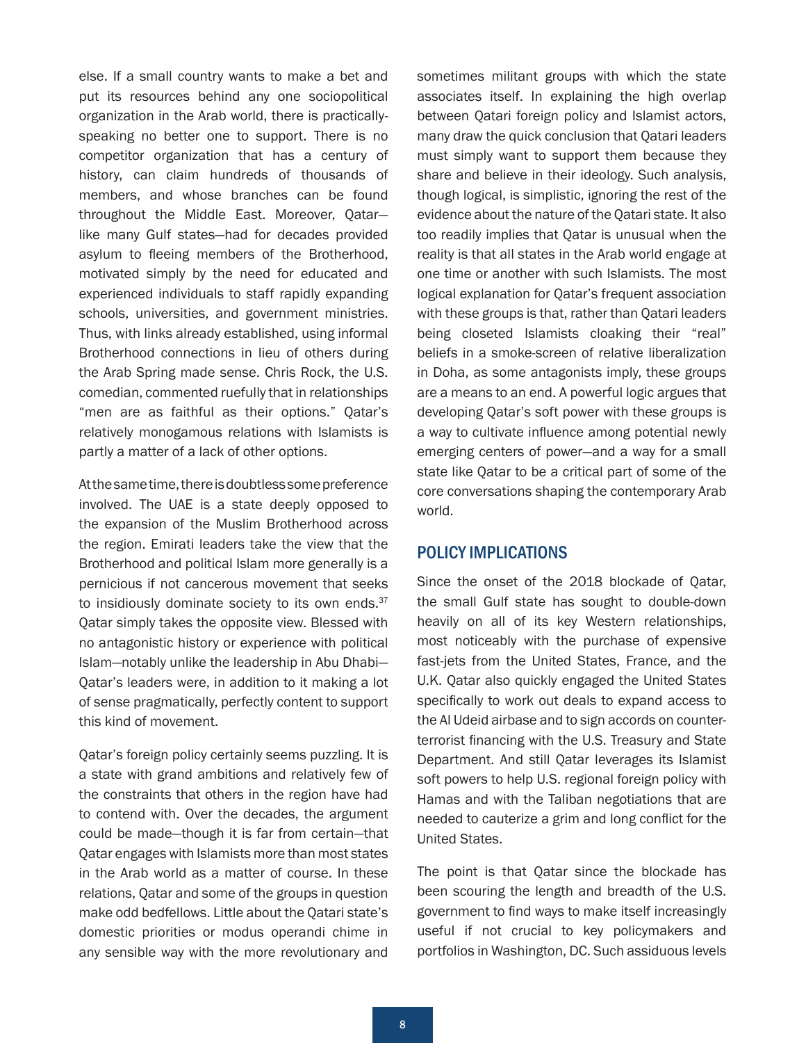else. If a small country wants to make a bet and put its resources behind any one sociopolitical organization in the Arab world, there is practically-speaking no better one to support. There is no competitor organization that has a century of history, can claim hundreds of thousands of members, and whose branches can be found throughout the Middle East. Moreover, Qatar—like many Gulf states—had for decades provided asylum to fleeing members of the Brotherhood, motivated simply by the need for educated and experienced individuals to staff rapidly expanding schools, universities, and government ministries. Thus, with links already established, using informal Brotherhood connections in lieu of others during the Arab Spring made sense. Chris Rock, the U.S. comedian, commented ruefully that in relationships "men are as faithful as their options." Qatar's relatively monogamous relations with Islamists is partly a matter of a lack of other options.

At the same time, there is doubtless some preference involved. The UAE is a state deeply opposed to the expansion of the Muslim Brotherhood across the region. Emirati leaders take the view that the Brotherhood and political Islam more generally is a pernicious if not cancerous movement that seeks to insidiously dominate society to its own ends.[37] Qatar simply takes the opposite view. Blessed with no antagonistic history or experience with political Islam—notably unlike the leadership in Abu Dhabi—Qatar's leaders were, in addition to it making a lot of sense pragmatically, perfectly content to support this kind of movement.

Qatar's foreign policy certainly seems puzzling. It is a state with grand ambitions and relatively few of the constraints that others in the region have had to contend with. Over the decades, the argument could be made—though it is far from certain—that Qatar engages with Islamists more than most states in the Arab world as a matter of course. In these relations, Qatar and some of the groups in question make odd bedfellows. Little about the Qatari state's domestic priorities or modus operandi chime in any sensible way with the more revolutionary and sometimes militant groups with which the state associates itself. In explaining the high overlap between Qatari foreign policy and Islamist actors, many draw the quick conclusion that Qatari leaders must simply want to support them because they share and believe in their ideology. Such analysis, though logical, is simplistic, ignoring the rest of the evidence about the nature of the Qatari state. It also too readily implies that Qatar is unusual when the reality is that all states in the Arab world engage at one time or another with such Islamists. The most logical explanation for Qatar's frequent association with these groups is that, rather than Qatari leaders being closeted Islamists cloaking their "real" beliefs in a smoke-screen of relative liberalization in Doha, as some antagonists imply, these groups are a means to an end. A powerful logic argues that developing Qatar's soft power with these groups is a way to cultivate influence among potential newly emerging centers of power—and a way for a small state like Qatar to be a critical part of some of the core conversations shaping the contemporary Arab world.

## POLICY IMPLICATIONS

Since the onset of the 2018 blockade of Qatar, the small Gulf state has sought to double-down heavily on all of its key Western relationships, most noticeably with the purchase of expensive fast-jets from the United States, France, and the U.K. Qatar also quickly engaged the United States specifically to work out deals to expand access to the Al Udeid airbase and to sign accords on counter-terrorist financing with the U.S. Treasury and State Department. And still Qatar leverages its Islamist soft powers to help U.S. regional foreign policy with Hamas and with the Taliban negotiations that are needed to cauterize a grim and long conflict for the United States.

The point is that Qatar since the blockade has been scouring the length and breadth of the U.S. government to find ways to make itself increasingly useful if not crucial to key policymakers and portfolios in Washington, DC. Such assiduous levels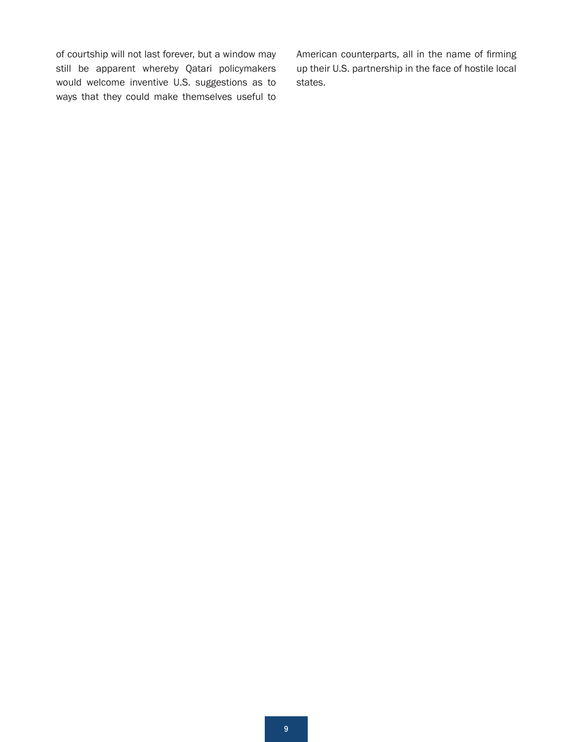of courtship will not last forever, but a window may still be apparent whereby Qatari policymakers would welcome inventive U.S. suggestions as to ways that they could make themselves useful to American counterparts, all in the name of firming up their U.S. partnership in the face of hostile local states.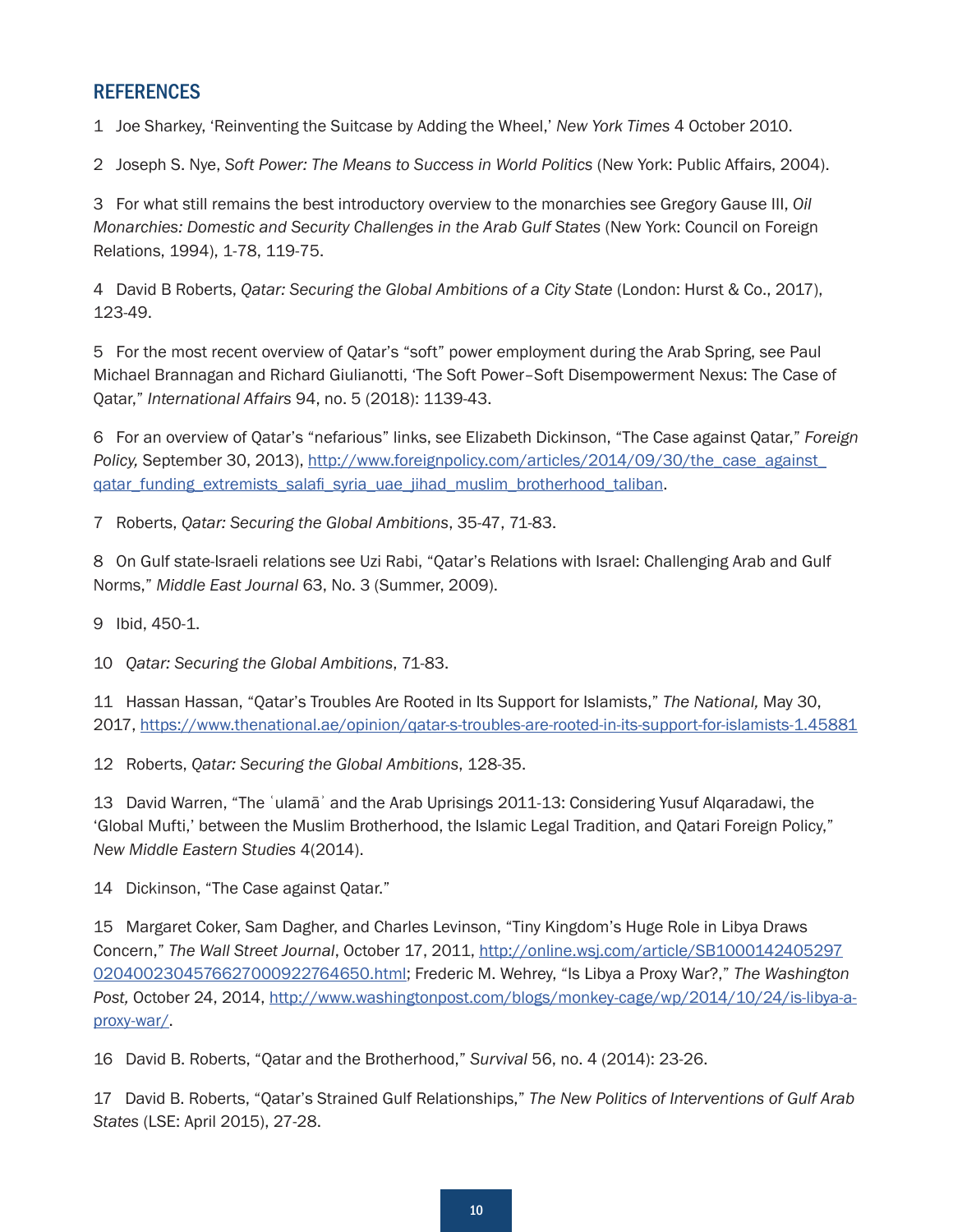## REFERENCES

1 Joe Sharkey, 'Reinventing the Suitcase by Adding the Wheel,' *New York Times* 4 October 2010.

2 Joseph S. Nye, *Soft Power: The Means to Success in World Politics* (New York: Public Affairs, 2004).

3 For what still remains the best introductory overview to the monarchies see Gregory Gause III, *Oil Monarchies: Domestic and Security Challenges in the Arab Gulf States* (New York: Council on Foreign Relations, 1994), 1-78, 119-75.

4 David B Roberts, *Qatar: Securing the Global Ambitions of a City State* (London: Hurst & Co., 2017), 123-49.

5 For the most recent overview of Qatar's "soft" power employment during the Arab Spring, see Paul Michael Brannagan and Richard Giulianotti, 'The Soft Power–Soft Disempowerment Nexus: The Case of Qatar," *International Affairs* 94, no. 5 (2018): 1139-43.

6 For an overview of Qatar's "nefarious" links, see Elizabeth Dickinson, "The Case against Qatar," *Foreign Policy,* September 30, 2013), http://www.foreignpolicy.com/articles/2014/09/30/the_case_against_qatar_funding_extremists_salafi_syria_uae_jihad_muslim_brotherhood_taliban.

7 Roberts, *Qatar: Securing the Global Ambitions*, 35-47, 71-83.

8 On Gulf state-Israeli relations see Uzi Rabi, "Qatar's Relations with Israel: Challenging Arab and Gulf Norms," *Middle East Journal* 63, No. 3 (Summer, 2009).

9 Ibid, 450-1.

10 *Qatar: Securing the Global Ambitions*, 71-83.

11 Hassan Hassan, "Qatar's Troubles Are Rooted in Its Support for Islamists," *The National,* May 30, 2017, https://www.thenational.ae/opinion/qatar-s-troubles-are-rooted-in-its-support-for-islamists-1.45881

12 Roberts, *Qatar: Securing the Global Ambitions*, 128-35.

13 David Warren, "The ʿulamāʾ and the Arab Uprisings 2011-13: Considering Yusuf Alqaradawi, the 'Global Mufti,' between the Muslim Brotherhood, the Islamic Legal Tradition, and Qatari Foreign Policy," *New Middle Eastern Studies* 4(2014).

14 Dickinson, "The Case against Qatar."

15 Margaret Coker, Sam Dagher, and Charles Levinson, "Tiny Kingdom's Huge Role in Libya Draws Concern," *The Wall Street Journal*, October 17, 2011, http://online.wsj.com/article/SB10001424052970204002304576627000922764650.html; Frederic M. Wehrey, "Is Libya a Proxy War?," *The Washington Post,* October 24, 2014, http://www.washingtonpost.com/blogs/monkey-cage/wp/2014/10/24/is-libya-a-proxy-war/.

16 David B. Roberts, "Qatar and the Brotherhood," *Survival* 56, no. 4 (2014): 23-26.

17 David B. Roberts, "Qatar's Strained Gulf Relationships," *The New Politics of Interventions of Gulf Arab States* (LSE: April 2015), 27-28.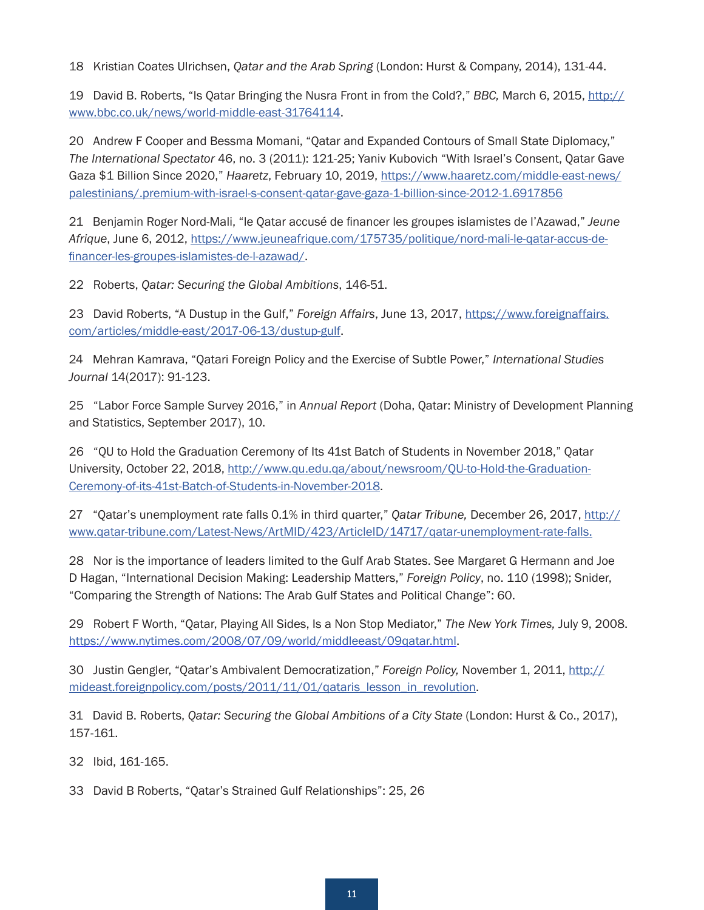18 Kristian Coates Ulrichsen, *Qatar and the Arab Spring* (London: Hurst & Company, 2014), 131-44.

19 David B. Roberts, "Is Qatar Bringing the Nusra Front in from the Cold?," *BBC,* March 6, 2015, http://www.bbc.co.uk/news/world-middle-east-31764114.

20 Andrew F Cooper and Bessma Momani, "Qatar and Expanded Contours of Small State Diplomacy," *The International Spectator* 46, no. 3 (2011): 121-25; Yaniv Kubovich "With Israel's Consent, Qatar Gave Gaza $1 Billion Since 2020," *Haaretz*, February 10, 2019, https://www.haaretz.com/middle-east-news/palestinians/.premium-with-israel-s-consent-qatar-gave-gaza-1-billion-since-2012-1.6917856

21 Benjamin Roger Nord-Mali, "le Qatar accusé de financer les groupes islamistes de l'Azawad," *Jeune Afrique*, June 6, 2012, https://www.jeuneafrique.com/175735/politique/nord-mali-le-qatar-accus-de-financer-les-groupes-islamistes-de-l-azawad/.

22 Roberts, *Qatar: Securing the Global Ambitions*, 146-51.

23 David Roberts, "A Dustup in the Gulf," *Foreign Affairs*, June 13, 2017, https://www.foreignaffairs.com/articles/middle-east/2017-06-13/dustup-gulf.

24 Mehran Kamrava, "Qatari Foreign Policy and the Exercise of Subtle Power," *International Studies Journal* 14(2017): 91-123.

25 "Labor Force Sample Survey 2016," in *Annual Report* (Doha, Qatar: Ministry of Development Planning and Statistics, September 2017), 10.

26 "QU to Hold the Graduation Ceremony of Its 41st Batch of Students in November 2018," Qatar University, October 22, 2018, http://www.qu.edu.qa/about/newsroom/QU-to-Hold-the-Graduation-Ceremony-of-its-41st-Batch-of-Students-in-November-2018.

27 "Qatar's unemployment rate falls 0.1% in third quarter," *Qatar Tribune,* December 26, 2017, http://www.qatar-tribune.com/Latest-News/ArtMID/423/ArticleID/14717/qatar-unemployment-rate-falls.

28 Nor is the importance of leaders limited to the Gulf Arab States. See Margaret G Hermann and Joe D Hagan, "International Decision Making: Leadership Matters," *Foreign Policy*, no. 110 (1998); Snider, "Comparing the Strength of Nations: The Arab Gulf States and Political Change": 60.

29 Robert F Worth, "Qatar, Playing All Sides, Is a Non Stop Mediator," *The New York Times,* July 9, 2008. https://www.nytimes.com/2008/07/09/world/middleeast/09qatar.html.

30 Justin Gengler, "Qatar's Ambivalent Democratization," *Foreign Policy,* November 1, 2011, http://mideast.foreignpolicy.com/posts/2011/11/01/qataris_lesson_in_revolution.

31 David B. Roberts, *Qatar: Securing the Global Ambitions of a City State* (London: Hurst & Co., 2017), 157-161.

32 Ibid, 161-165.

33 David B Roberts, "Qatar's Strained Gulf Relationships": 25, 26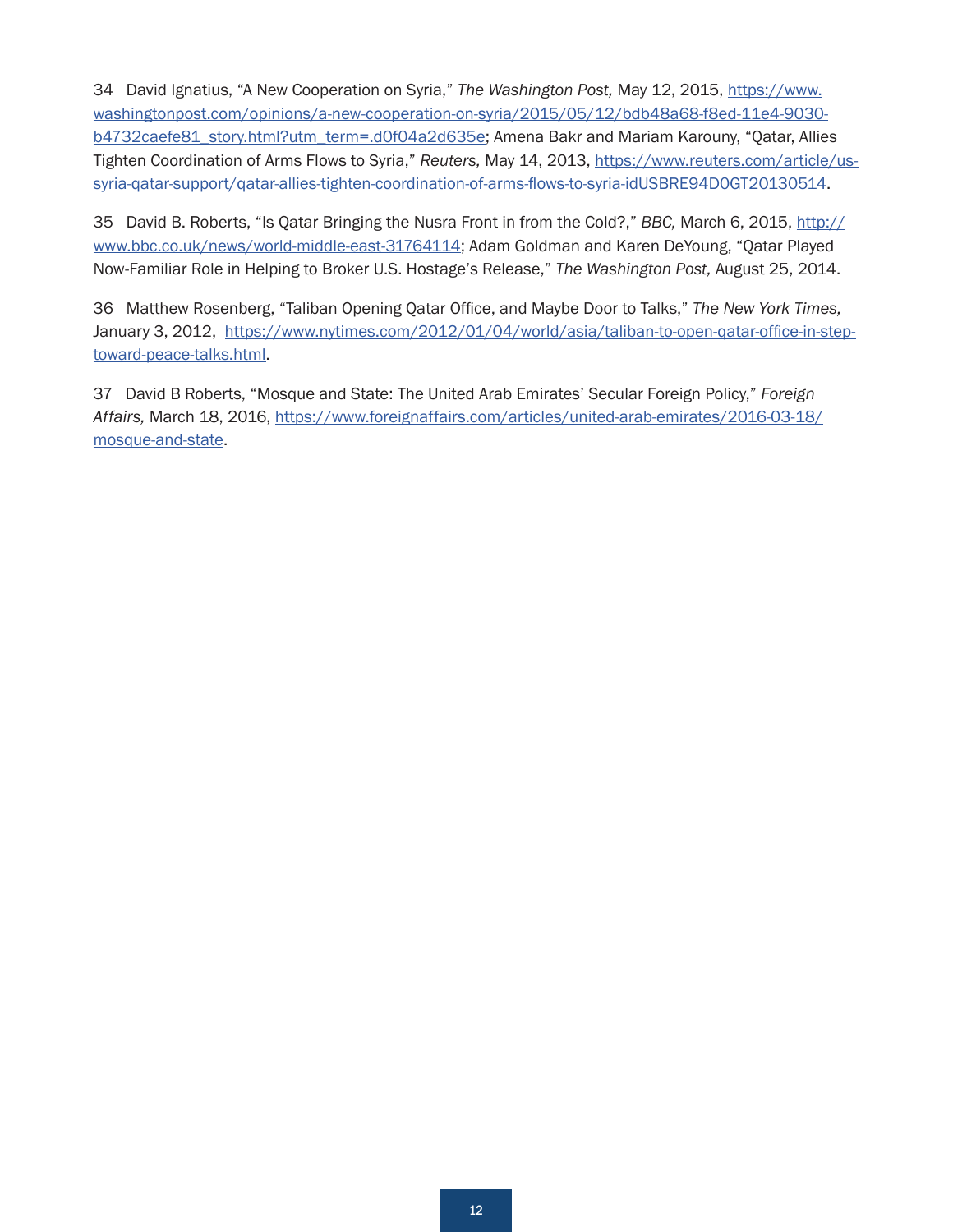34 David Ignatius, "A New Cooperation on Syria," *The Washington Post,* May 12, 2015, https://www.washingtonpost.com/opinions/a-new-cooperation-on-syria/2015/05/12/bdb48a68-f8ed-11e4-9030-b4732caefe81_story.html?utm_term=.d0f04a2d635e; Amena Bakr and Mariam Karouny, "Qatar, Allies Tighten Coordination of Arms Flows to Syria," *Reuters,* May 14, 2013, https://www.reuters.com/article/us-syria-qatar-support/qatar-allies-tighten-coordination-of-arms-flows-to-syria-idUSBRE94D0GT20130514.

35 David B. Roberts, "Is Qatar Bringing the Nusra Front in from the Cold?," *BBC,* March 6, 2015, http://www.bbc.co.uk/news/world-middle-east-31764114; Adam Goldman and Karen DeYoung, "Qatar Played Now-Familiar Role in Helping to Broker U.S. Hostage's Release," *The Washington Post,* August 25, 2014.

36 Matthew Rosenberg, "Taliban Opening Qatar Office, and Maybe Door to Talks," *The New York Times,* January 3, 2012, https://www.nytimes.com/2012/01/04/world/asia/taliban-to-open-qatar-office-in-step-toward-peace-talks.html.

37 David B Roberts, "Mosque and State: The United Arab Emirates' Secular Foreign Policy," *Foreign Affairs,* March 18, 2016, https://www.foreignaffairs.com/articles/united-arab-emirates/2016-03-18/mosque-and-state.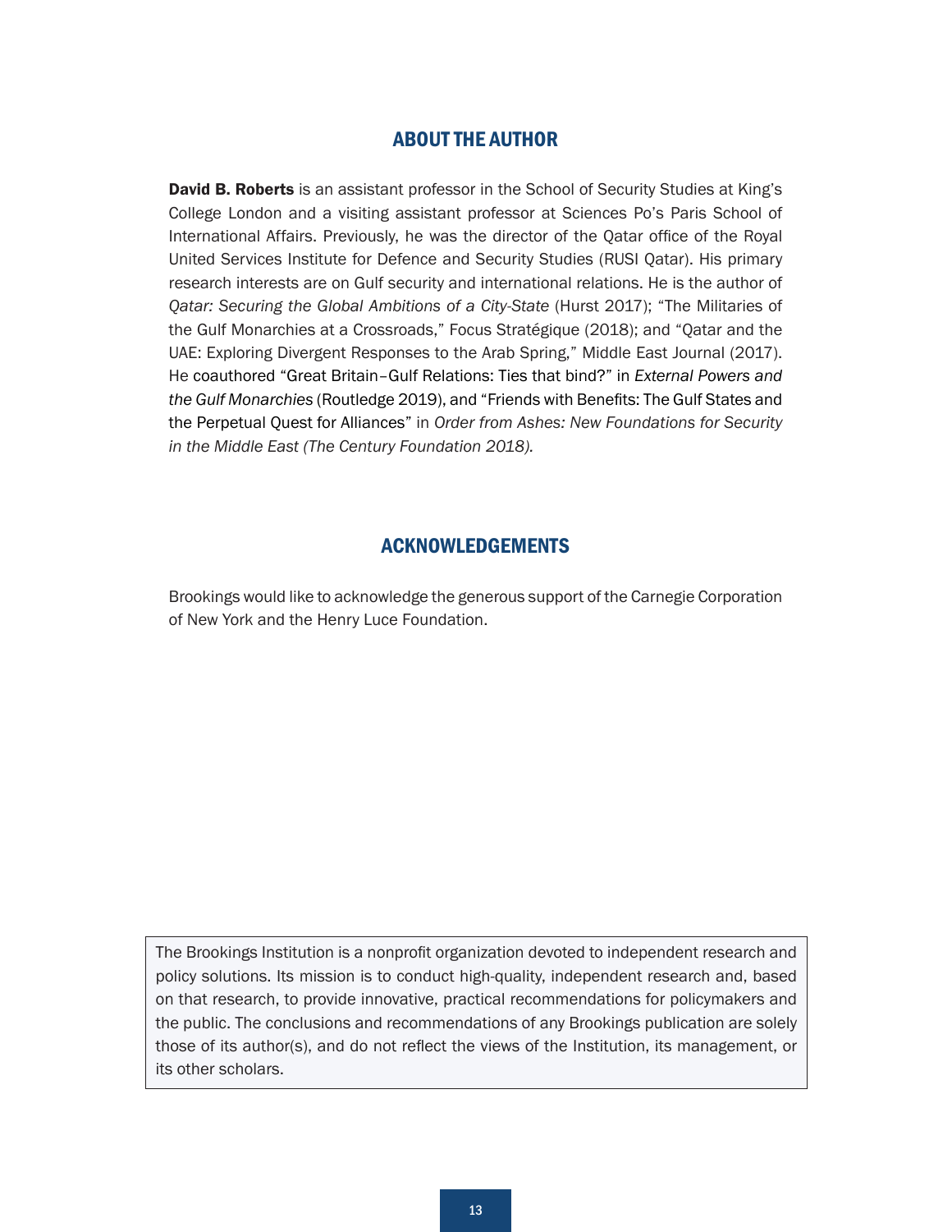## ABOUT THE AUTHOR

**David B. Roberts** is an assistant professor in the School of Security Studies at King's College London and a visiting assistant professor at Sciences Po's Paris School of International Affairs. Previously, he was the director of the Qatar office of the Royal United Services Institute for Defence and Security Studies (RUSI Qatar). His primary research interests are on Gulf security and international relations. He is the author of *Qatar: Securing the Global Ambitions of a City-State* (Hurst 2017); "The Militaries of the Gulf Monarchies at a Crossroads," Focus Stratégique (2018); and "Qatar and the UAE: Exploring Divergent Responses to the Arab Spring," Middle East Journal (2017). He coauthored "Great Britain–Gulf Relations: Ties that bind?" in *External Powers and the Gulf Monarchies* (Routledge 2019), and "Friends with Benefits: The Gulf States and the Perpetual Quest for Alliances" in *Order from Ashes: New Foundations for Security in the Middle East (The Century Foundation 2018).*

## ACKNOWLEDGEMENTS

Brookings would like to acknowledge the generous support of the Carnegie Corporation of New York and the Henry Luce Foundation.

The Brookings Institution is a nonprofit organization devoted to independent research and policy solutions. Its mission is to conduct high-quality, independent research and, based on that research, to provide innovative, practical recommendations for policymakers and the public. The conclusions and recommendations of any Brookings publication are solely those of its author(s), and do not reflect the views of the Institution, its management, or its other scholars.